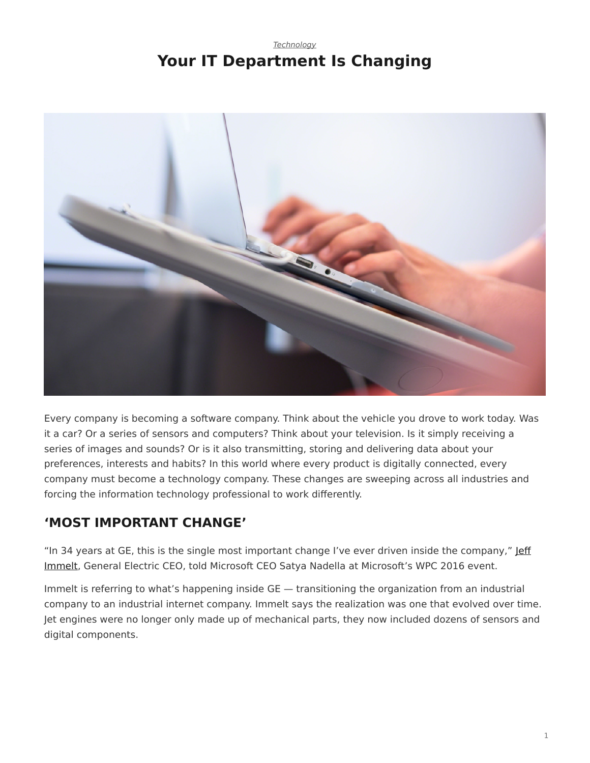*Technology*

# Your IT Department Is Changing

Every company is becoming a software company. Think about the vehicle you drove to work today. Was it a car? Or a series of sensors and computers? Think about your television. Is it simply receiving a series of images and sounds? Or is it also transmitting, storing and delivering data about your preferences, interests and habits? In this world where every product is digitally connected, every company must become a technology company. These changes are sweeping across all industries and forcing the information technology professional to work differently.

## ‘MOST IMPORTANT CHANGE’

“In 34 years at GE, this is the single most important change I’ve ever driven inside the company,” Jeff Immelt, General Electric CEO, told Microsoft CEO Satya Nadella at Microsoft’s WPC 2016 event.

Immelt is referring to what’s happening inside GE — transitioning the organization from an industrial company to an industrial internet company. Immelt says the realization was one that evolved over time. Jet engines were no longer only made up of mechanical parts, they now included dozens of sensors and digital components.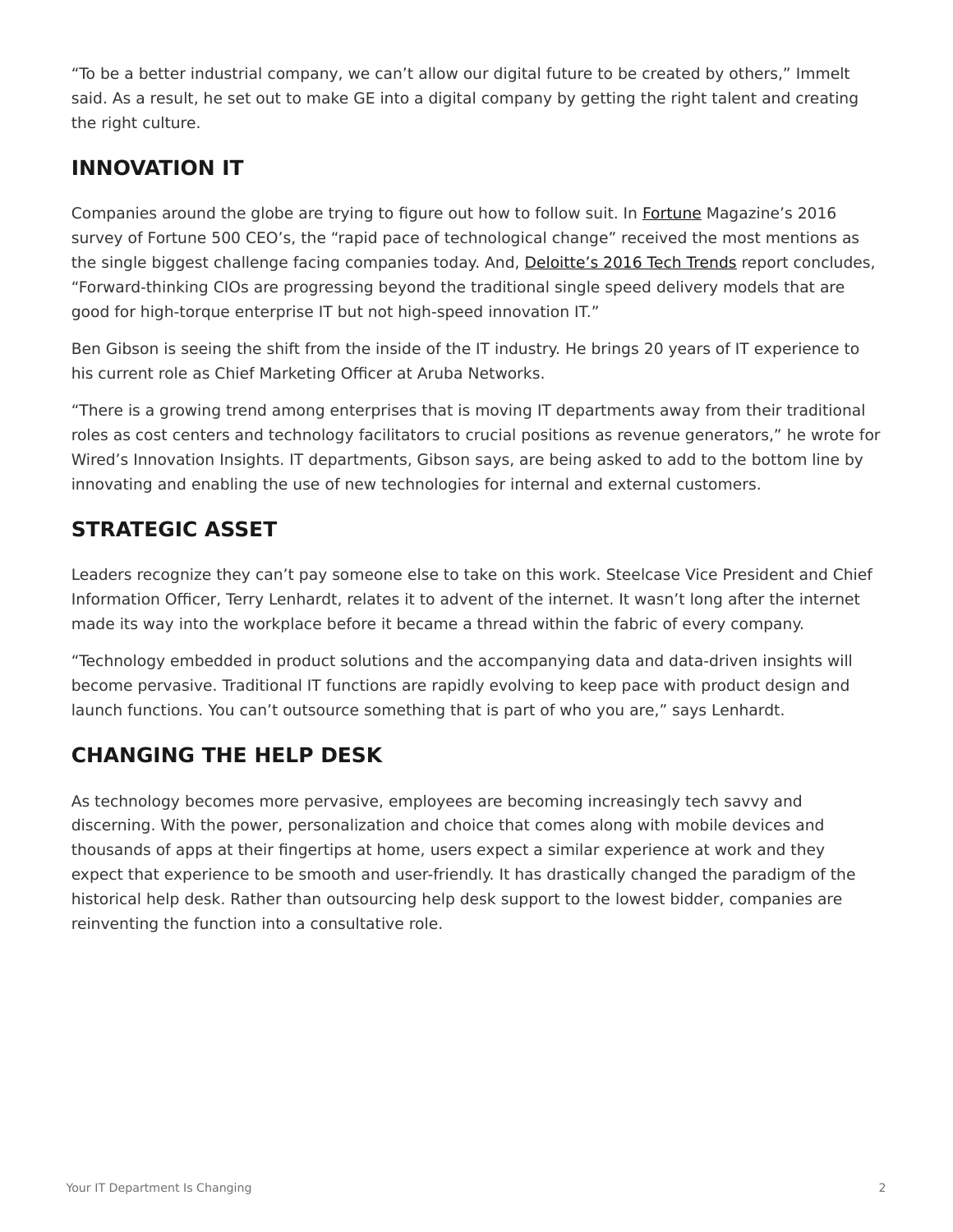"To be a better industrial company, we can't allow our digital future to be created by others," Immelt said. As a result, he set out to make GE into a digital company by getting the right talent and creating the right culture.

## INNOVATION IT

Companies around the globe are trying to figure out how to follow suit. In Fortune Magazine's 2016 survey of Fortune 500 CEO's, the "rapid pace of technological change" received the most mentions as the single biggest challenge facing companies today. And, Deloitte's 2016 Tech Trends report concludes, "Forward-thinking CIOs are progressing beyond the traditional single speed delivery models that are good for high-torque enterprise IT but not high-speed innovation IT."

Ben Gibson is seeing the shift from the inside of the IT industry. He brings 20 years of IT experience to his current role as Chief Marketing Officer at Aruba Networks.

"There is a growing trend among enterprises that is moving IT departments away from their traditional roles as cost centers and technology facilitators to crucial positions as revenue generators," he wrote for Wired's Innovation Insights. IT departments, Gibson says, are being asked to add to the bottom line by innovating and enabling the use of new technologies for internal and external customers.

## STRATEGIC ASSET

Leaders recognize they can't pay someone else to take on this work. Steelcase Vice President and Chief Information Officer, Terry Lenhardt, relates it to advent of the internet. It wasn't long after the internet made its way into the workplace before it became a thread within the fabric of every company.

"Technology embedded in product solutions and the accompanying data and data-driven insights will become pervasive. Traditional IT functions are rapidly evolving to keep pace with product design and launch functions. You can't outsource something that is part of who you are," says Lenhardt.

## CHANGING THE HELP DESK

As technology becomes more pervasive, employees are becoming increasingly tech savvy and discerning. With the power, personalization and choice that comes along with mobile devices and thousands of apps at their fingertips at home, users expect a similar experience at work and they expect that experience to be smooth and user-friendly. It has drastically changed the paradigm of the historical help desk. Rather than outsourcing help desk support to the lowest bidder, companies are reinventing the function into a consultative role.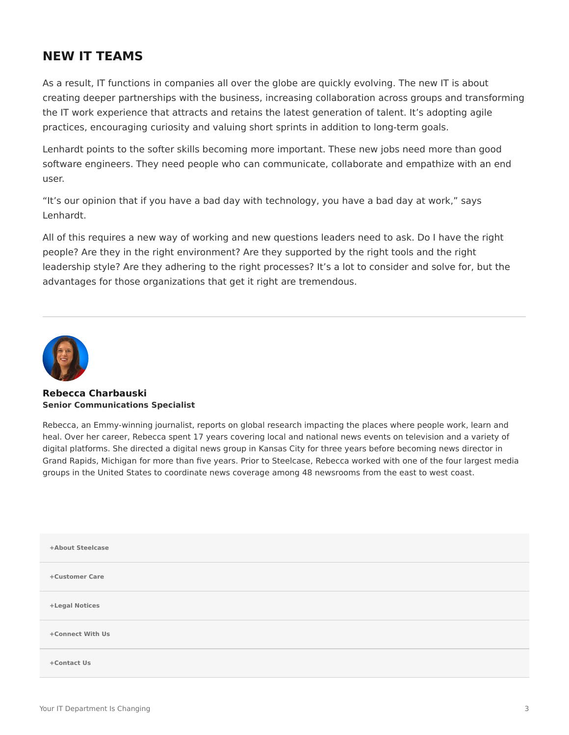## NEW IT TEAMS

As a result, IT functions in companies all over the globe are quickly evolving. The new IT is about creating deeper partnerships with the business, increasing collaboration across groups and transforming the IT work experience that attracts and retains the latest generation of talent. It's adopting agile practices, encouraging curiosity and valuing short sprints in addition to long-term goals.

Lenhardt points to the softer skills becoming more important. These new jobs need more than good software engineers. They need people who can communicate, collaborate and empathize with an end user.

"It's our opinion that if you have a bad day with technology, you have a bad day at work," says Lenhardt.

All of this requires a new way of working and new questions leaders need to ask. Do I have the right people? Are they in the right environment? Are they supported by the right tools and the right leadership style? Are they adhering to the right processes? It's a lot to consider and solve for, but the advantages for those organizations that get it right are tremendous.

---

**Rebecca Charbauski**
**Senior Communications Specialist**

Rebecca, an Emmy-winning journalist, reports on global research impacting the places where people work, learn and heal. Over her career, Rebecca spent 17 years covering local and national news events on television and a variety of digital platforms. She directed a digital news group in Kansas City for three years before becoming news director in Grand Rapids, Michigan for more than five years. Prior to Steelcase, Rebecca worked with one of the four largest media groups in the United States to coordinate news coverage among 48 newsrooms from the east to west coast.

**+About Steelcase**

**+Customer Care**

**+Legal Notices**

**+Connect With Us**

**+Contact Us**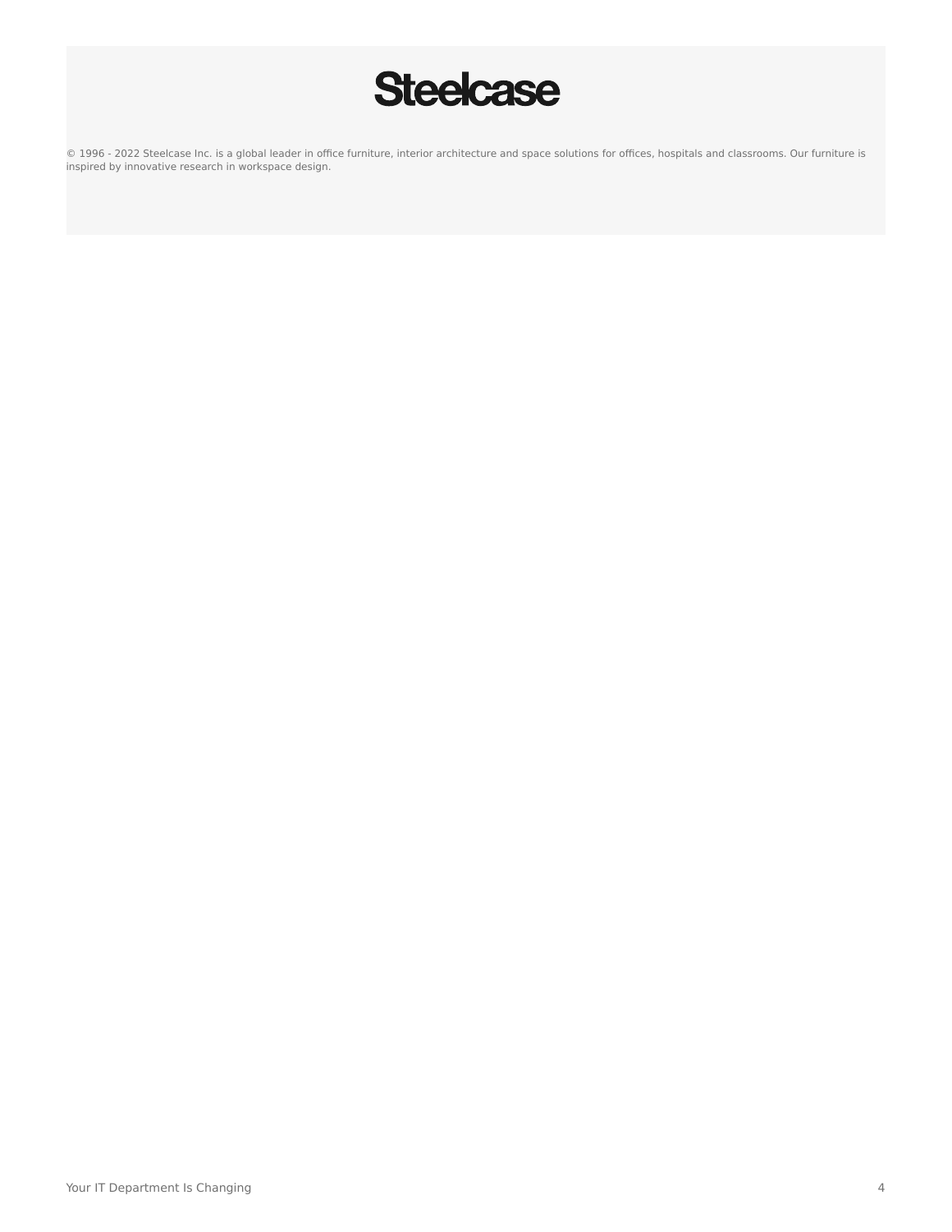Steelcase

© 1996 - 2022 Steelcase Inc. is a global leader in office furniture, interior architecture and space solutions for offices, hospitals and classrooms. Our furniture is inspired by innovative research in workspace design.